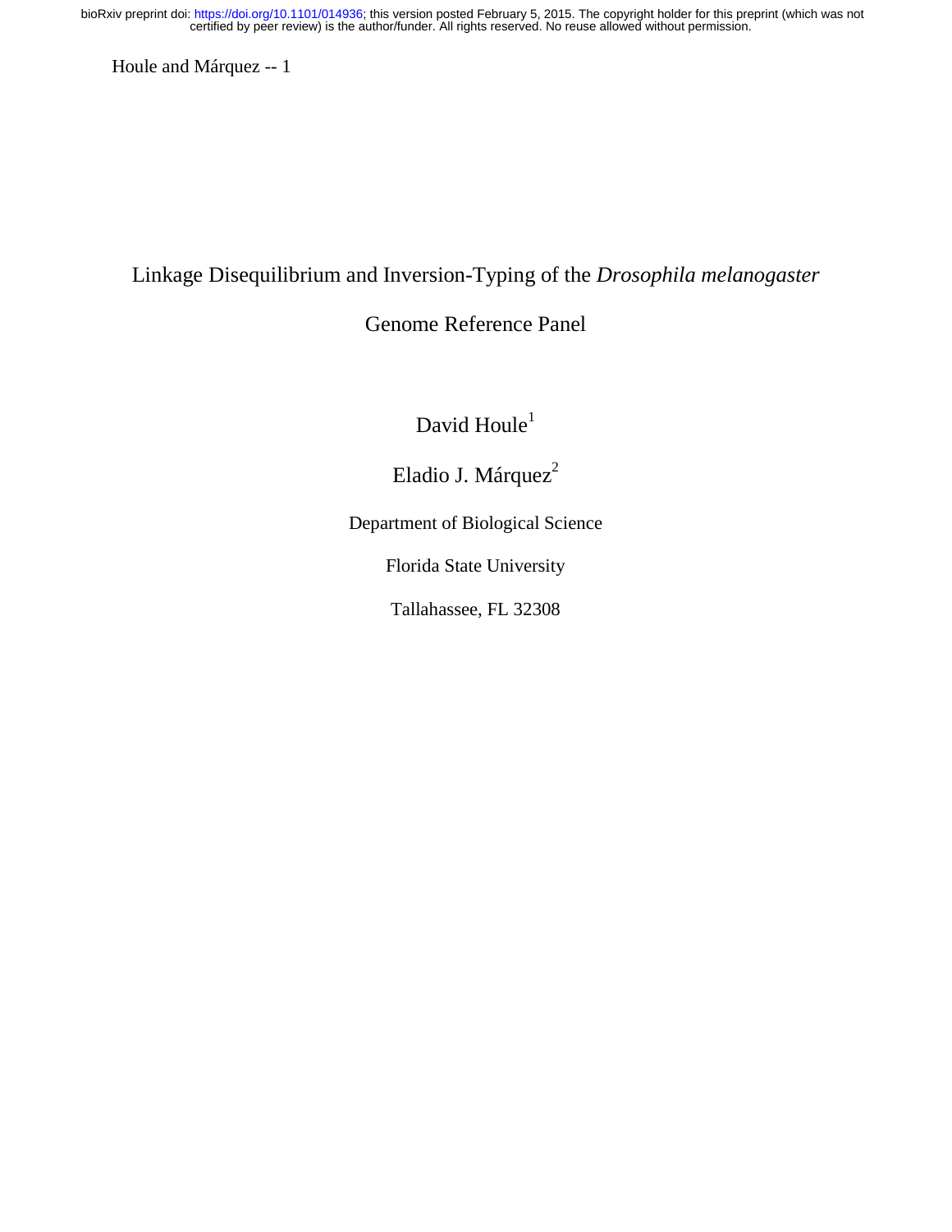# Linkage Disequilibrium and Inversion-Typing of the *Drosophila melanogaster* Genome Reference Panel

David Houle[1]

Eladio J. Márquez[2]

Department of Biological Science

Florida State University

Tallahassee, FL 32308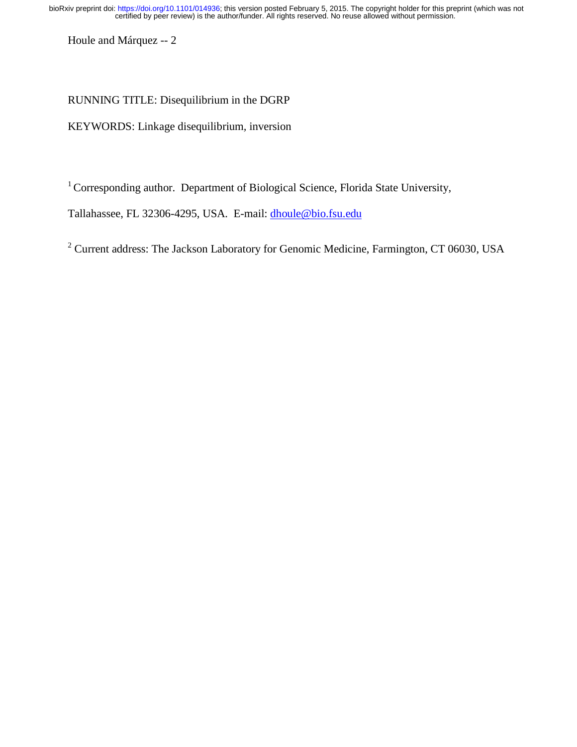RUNNING TITLE: Disequilibrium in the DGRP

KEYWORDS: Linkage disequilibrium, inversion

[1] Corresponding author. Department of Biological Science, Florida State University, Tallahassee, FL 32306-4295, USA. E-mail: dhoule@bio.fsu.edu

[2] Current address: The Jackson Laboratory for Genomic Medicine, Farmington, CT 06030, USA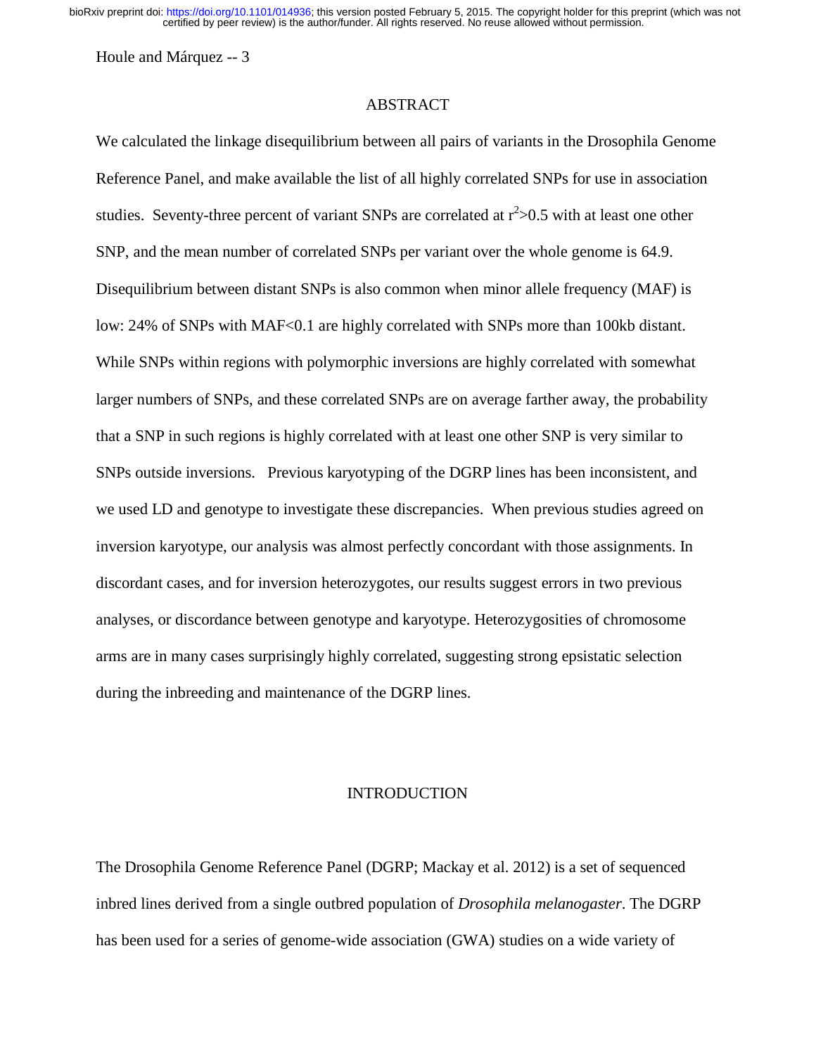## ABSTRACT

We calculated the linkage disequilibrium between all pairs of variants in the Drosophila Genome Reference Panel, and make available the list of all highly correlated SNPs for use in association studies. Seventy-three percent of variant SNPs are correlated at $r^2$>0.5 with at least one other SNP, and the mean number of correlated SNPs per variant over the whole genome is 64.9. Disequilibrium between distant SNPs is also common when minor allele frequency (MAF) is low: 24% of SNPs with MAF<0.1 are highly correlated with SNPs more than 100kb distant. While SNPs within regions with polymorphic inversions are highly correlated with somewhat larger numbers of SNPs, and these correlated SNPs are on average farther away, the probability that a SNP in such regions is highly correlated with at least one other SNP is very similar to SNPs outside inversions. Previous karyotyping of the DGRP lines has been inconsistent, and we used LD and genotype to investigate these discrepancies. When previous studies agreed on inversion karyotype, our analysis was almost perfectly concordant with those assignments. In discordant cases, and for inversion heterozygotes, our results suggest errors in two previous analyses, or discordance between genotype and karyotype. Heterozygosities of chromosome arms are in many cases surprisingly highly correlated, suggesting strong epsistatic selection during the inbreeding and maintenance of the DGRP lines.

## INTRODUCTION

The Drosophila Genome Reference Panel (DGRP; Mackay et al. 2012) is a set of sequenced inbred lines derived from a single outbred population of *Drosophila melanogaster*. The DGRP has been used for a series of genome-wide association (GWA) studies on a wide variety of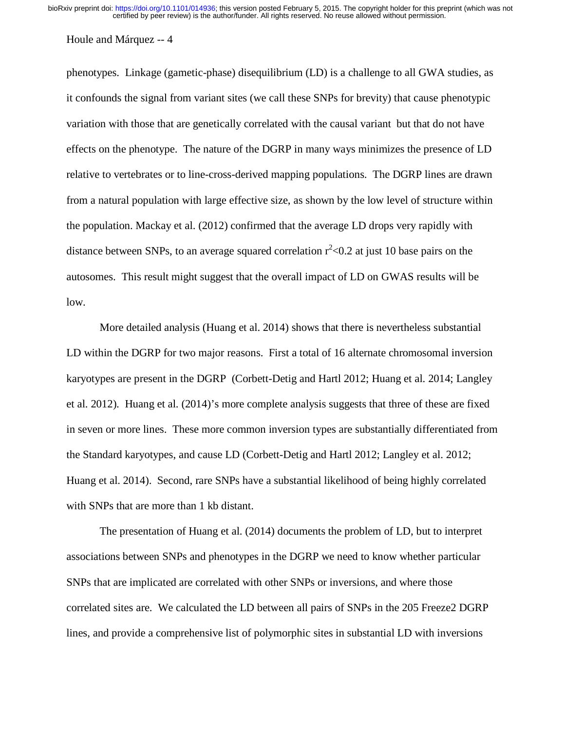phenotypes. Linkage (gametic-phase) disequilibrium (LD) is a challenge to all GWA studies, as it confounds the signal from variant sites (we call these SNPs for brevity) that cause phenotypic variation with those that are genetically correlated with the causal variant but that do not have effects on the phenotype. The nature of the DGRP in many ways minimizes the presence of LD relative to vertebrates or to line-cross-derived mapping populations. The DGRP lines are drawn from a natural population with large effective size, as shown by the low level of structure within the population. Mackay et al. (2012) confirmed that the average LD drops very rapidly with distance between SNPs, to an average squared correlation $r^2<0.2$ at just 10 base pairs on the autosomes. This result might suggest that the overall impact of LD on GWAS results will be low.

More detailed analysis (Huang et al. 2014) shows that there is nevertheless substantial LD within the DGRP for two major reasons. First a total of 16 alternate chromosomal inversion karyotypes are present in the DGRP (Corbett-Detig and Hartl 2012; Huang et al. 2014; Langley et al. 2012). Huang et al. (2014)'s more complete analysis suggests that three of these are fixed in seven or more lines. These more common inversion types are substantially differentiated from the Standard karyotypes, and cause LD (Corbett-Detig and Hartl 2012; Langley et al. 2012; Huang et al. 2014). Second, rare SNPs have a substantial likelihood of being highly correlated with SNPs that are more than 1 kb distant.

The presentation of Huang et al. (2014) documents the problem of LD, but to interpret associations between SNPs and phenotypes in the DGRP we need to know whether particular SNPs that are implicated are correlated with other SNPs or inversions, and where those correlated sites are. We calculated the LD between all pairs of SNPs in the 205 Freeze2 DGRP lines, and provide a comprehensive list of polymorphic sites in substantial LD with inversions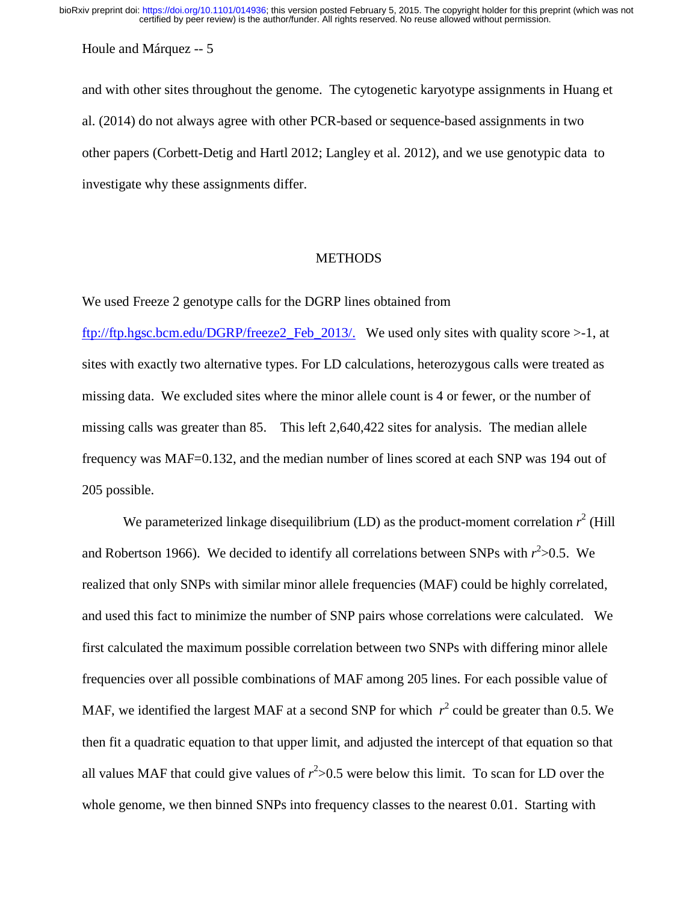and with other sites throughout the genome. The cytogenetic karyotype assignments in Huang et al. (2014) do not always agree with other PCR-based or sequence-based assignments in two other papers (Corbett-Detig and Hartl 2012; Langley et al. 2012), and we use genotypic data to investigate why these assignments differ.

## METHODS

We used Freeze 2 genotype calls for the DGRP lines obtained from [ftp://ftp.hgsc.bcm.edu/DGRP/freeze2_Feb_2013/.](ftp://ftp.hgsc.bcm.edu/DGRP/freeze2_Feb_2013/) We used only sites with quality score >-1, at sites with exactly two alternative types. For LD calculations, heterozygous calls were treated as missing data. We excluded sites where the minor allele count is 4 or fewer, or the number of missing calls was greater than 85. This left 2,640,422 sites for analysis. The median allele frequency was MAF=0.132, and the median number of lines scored at each SNP was 194 out of 205 possible.

We parameterized linkage disequilibrium (LD) as the product-moment correlation $r^2$ (Hill and Robertson 1966). We decided to identify all correlations between SNPs with $r^2>0.5$. We realized that only SNPs with similar minor allele frequencies (MAF) could be highly correlated, and used this fact to minimize the number of SNP pairs whose correlations were calculated. We first calculated the maximum possible correlation between two SNPs with differing minor allele frequencies over all possible combinations of MAF among 205 lines. For each possible value of MAF, we identified the largest MAF at a second SNP for which $r^2$ could be greater than 0.5. We then fit a quadratic equation to that upper limit, and adjusted the intercept of that equation so that all values MAF that could give values of $r^2>0.5$ were below this limit. To scan for LD over the whole genome, we then binned SNPs into frequency classes to the nearest 0.01. Starting with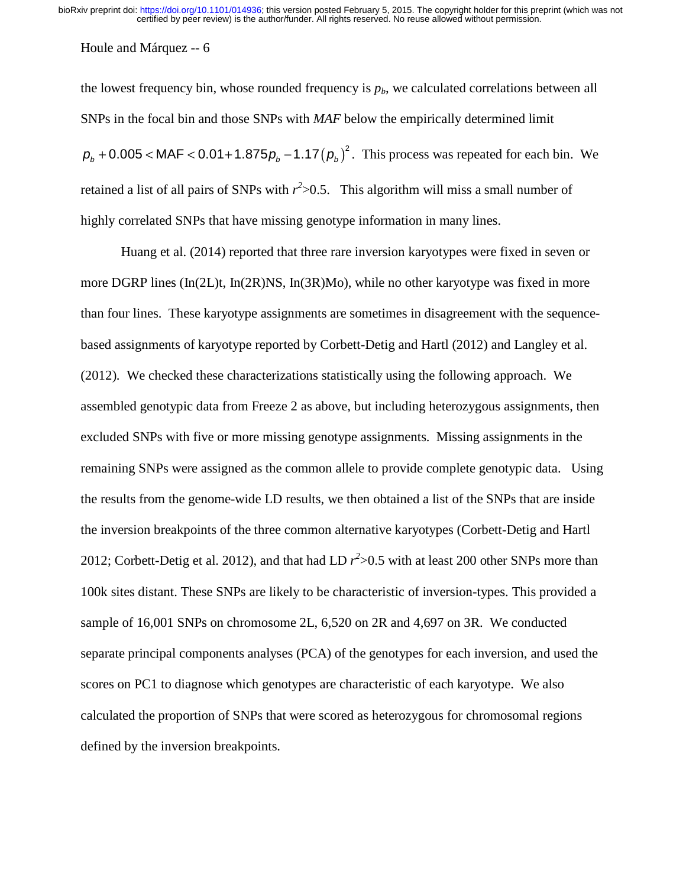the lowest frequency bin, whose rounded frequency is $p_b$, we calculated correlations between all SNPs in the focal bin and those SNPs with *MAF* below the empirically determined limit $p_b + 0.005 < \mathrm{MAF} < 0.01 + 1.875 p_b - 1.17 (p_b)^2$. This process was repeated for each bin. We retained a list of all pairs of SNPs with $r^2$>0.5. This algorithm will miss a small number of highly correlated SNPs that have missing genotype information in many lines.

Huang et al. (2014) reported that three rare inversion karyotypes were fixed in seven or more DGRP lines (In(2L)t, In(2R)NS, In(3R)Mo), while no other karyotype was fixed in more than four lines. These karyotype assignments are sometimes in disagreement with the sequence-based assignments of karyotype reported by Corbett-Detig and Hartl (2012) and Langley et al. (2012). We checked these characterizations statistically using the following approach. We assembled genotypic data from Freeze 2 as above, but including heterozygous assignments, then excluded SNPs with five or more missing genotype assignments. Missing assignments in the remaining SNPs were assigned as the common allele to provide complete genotypic data. Using the results from the genome-wide LD results, we then obtained a list of the SNPs that are inside the inversion breakpoints of the three common alternative karyotypes (Corbett-Detig and Hartl 2012; Corbett-Detig et al. 2012), and that had LD $r^2$>0.5 with at least 200 other SNPs more than 100k sites distant. These SNPs are likely to be characteristic of inversion-types. This provided a sample of 16,001 SNPs on chromosome 2L, 6,520 on 2R and 4,697 on 3R. We conducted separate principal components analyses (PCA) of the genotypes for each inversion, and used the scores on PC1 to diagnose which genotypes are characteristic of each karyotype. We also calculated the proportion of SNPs that were scored as heterozygous for chromosomal regions defined by the inversion breakpoints.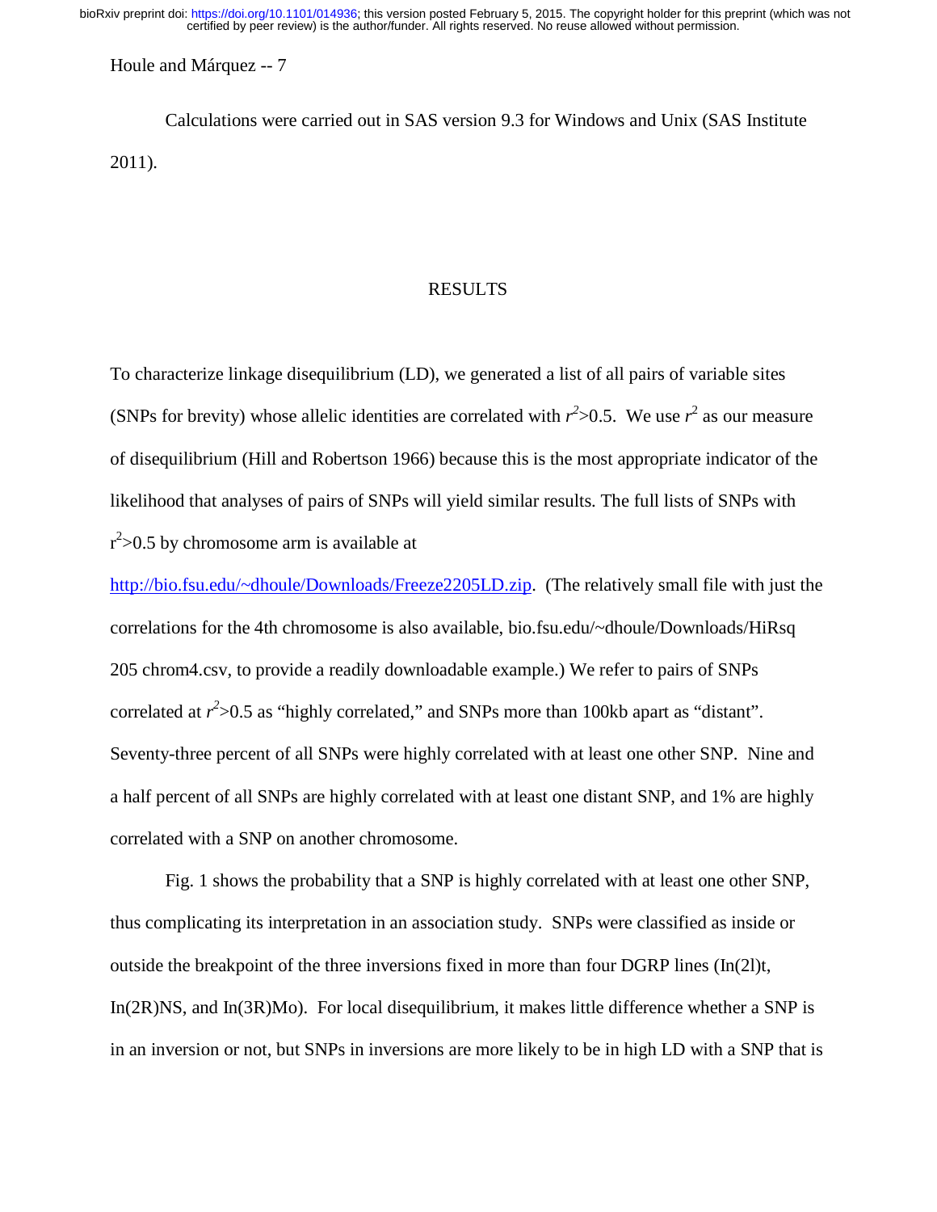Calculations were carried out in SAS version 9.3 for Windows and Unix (SAS Institute 2011).

## RESULTS

To characterize linkage disequilibrium (LD), we generated a list of all pairs of variable sites (SNPs for brevity) whose allelic identities are correlated with $r^2$>0.5. We use $r^2$ as our measure of disequilibrium (Hill and Robertson 1966) because this is the most appropriate indicator of the likelihood that analyses of pairs of SNPs will yield similar results. The full lists of SNPs with $r^2$>0.5 by chromosome arm is available at http://bio.fsu.edu/~dhoule/Downloads/Freeze2205LD.zip. (The relatively small file with just the correlations for the 4th chromosome is also available, bio.fsu.edu/~dhoule/Downloads/HiRsq 205 chrom4.csv, to provide a readily downloadable example.) We refer to pairs of SNPs correlated at $r^2$>0.5 as "highly correlated," and SNPs more than 100kb apart as "distant". Seventy-three percent of all SNPs were highly correlated with at least one other SNP. Nine and a half percent of all SNPs are highly correlated with at least one distant SNP, and 1% are highly correlated with a SNP on another chromosome.

Fig. 1 shows the probability that a SNP is highly correlated with at least one other SNP, thus complicating its interpretation in an association study. SNPs were classified as inside or outside the breakpoint of the three inversions fixed in more than four DGRP lines (In(2l)t, In(2R)NS, and In(3R)Mo). For local disequilibrium, it makes little difference whether a SNP is in an inversion or not, but SNPs in inversions are more likely to be in high LD with a SNP that is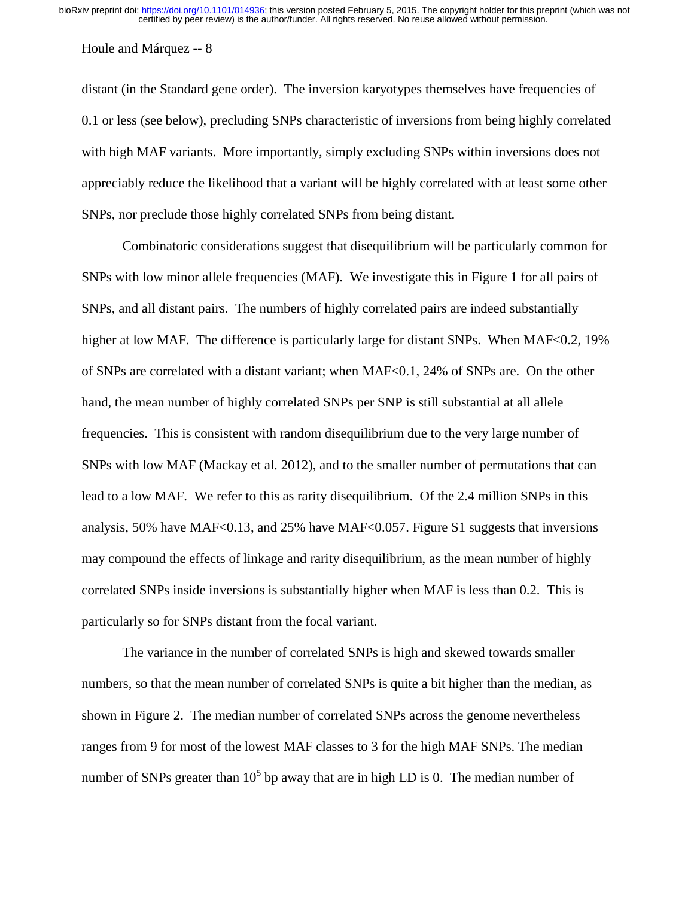distant (in the Standard gene order). The inversion karyotypes themselves have frequencies of 0.1 or less (see below), precluding SNPs characteristic of inversions from being highly correlated with high MAF variants. More importantly, simply excluding SNPs within inversions does not appreciably reduce the likelihood that a variant will be highly correlated with at least some other SNPs, nor preclude those highly correlated SNPs from being distant.

Combinatoric considerations suggest that disequilibrium will be particularly common for SNPs with low minor allele frequencies (MAF). We investigate this in Figure 1 for all pairs of SNPs, and all distant pairs. The numbers of highly correlated pairs are indeed substantially higher at low MAF. The difference is particularly large for distant SNPs. When MAF<0.2, 19% of SNPs are correlated with a distant variant; when MAF<0.1, 24% of SNPs are. On the other hand, the mean number of highly correlated SNPs per SNP is still substantial at all allele frequencies. This is consistent with random disequilibrium due to the very large number of SNPs with low MAF (Mackay et al. 2012), and to the smaller number of permutations that can lead to a low MAF. We refer to this as rarity disequilibrium. Of the 2.4 million SNPs in this analysis, 50% have MAF<0.13, and 25% have MAF<0.057. Figure S1 suggests that inversions may compound the effects of linkage and rarity disequilibrium, as the mean number of highly correlated SNPs inside inversions is substantially higher when MAF is less than 0.2. This is particularly so for SNPs distant from the focal variant.

The variance in the number of correlated SNPs is high and skewed towards smaller numbers, so that the mean number of correlated SNPs is quite a bit higher than the median, as shown in Figure 2. The median number of correlated SNPs across the genome nevertheless ranges from 9 for most of the lowest MAF classes to 3 for the high MAF SNPs. The median number of SNPs greater than $10^5$ bp away that are in high LD is 0. The median number of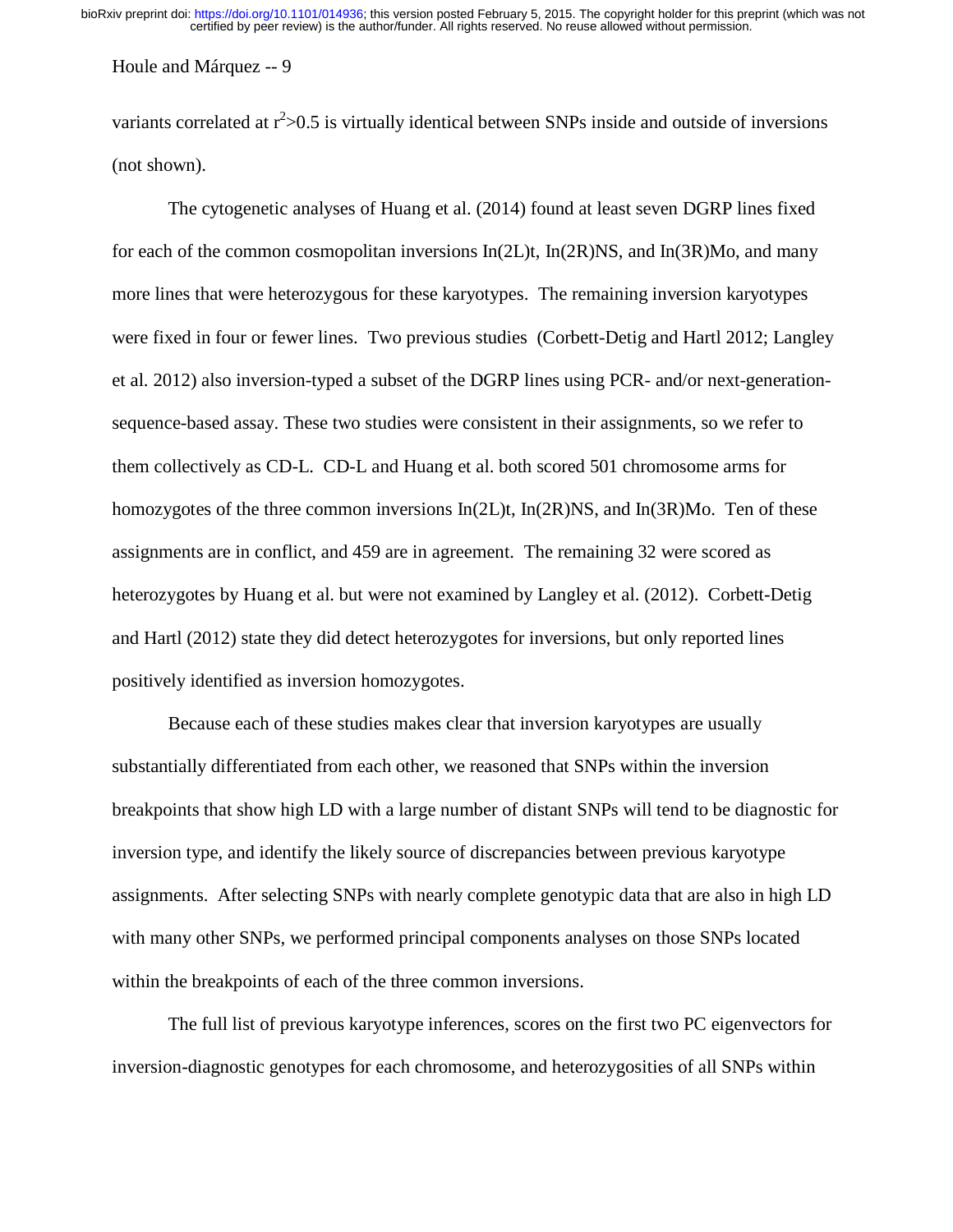variants correlated at $r^2 > 0.5$ is virtually identical between SNPs inside and outside of inversions (not shown).

The cytogenetic analyses of Huang et al. (2014) found at least seven DGRP lines fixed for each of the common cosmopolitan inversions In(2L)t, In(2R)NS, and In(3R)Mo, and many more lines that were heterozygous for these karyotypes. The remaining inversion karyotypes were fixed in four or fewer lines. Two previous studies (Corbett-Detig and Hartl 2012; Langley et al. 2012) also inversion-typed a subset of the DGRP lines using PCR- and/or next-generation-sequence-based assay. These two studies were consistent in their assignments, so we refer to them collectively as CD-L. CD-L and Huang et al. both scored 501 chromosome arms for homozygotes of the three common inversions In(2L)t, In(2R)NS, and In(3R)Mo. Ten of these assignments are in conflict, and 459 are in agreement. The remaining 32 were scored as heterozygotes by Huang et al. but were not examined by Langley et al. (2012). Corbett-Detig and Hartl (2012) state they did detect heterozygotes for inversions, but only reported lines positively identified as inversion homozygotes.

Because each of these studies makes clear that inversion karyotypes are usually substantially differentiated from each other, we reasoned that SNPs within the inversion breakpoints that show high LD with a large number of distant SNPs will tend to be diagnostic for inversion type, and identify the likely source of discrepancies between previous karyotype assignments. After selecting SNPs with nearly complete genotypic data that are also in high LD with many other SNPs, we performed principal components analyses on those SNPs located within the breakpoints of each of the three common inversions.

The full list of previous karyotype inferences, scores on the first two PC eigenvectors for inversion-diagnostic genotypes for each chromosome, and heterozygosities of all SNPs within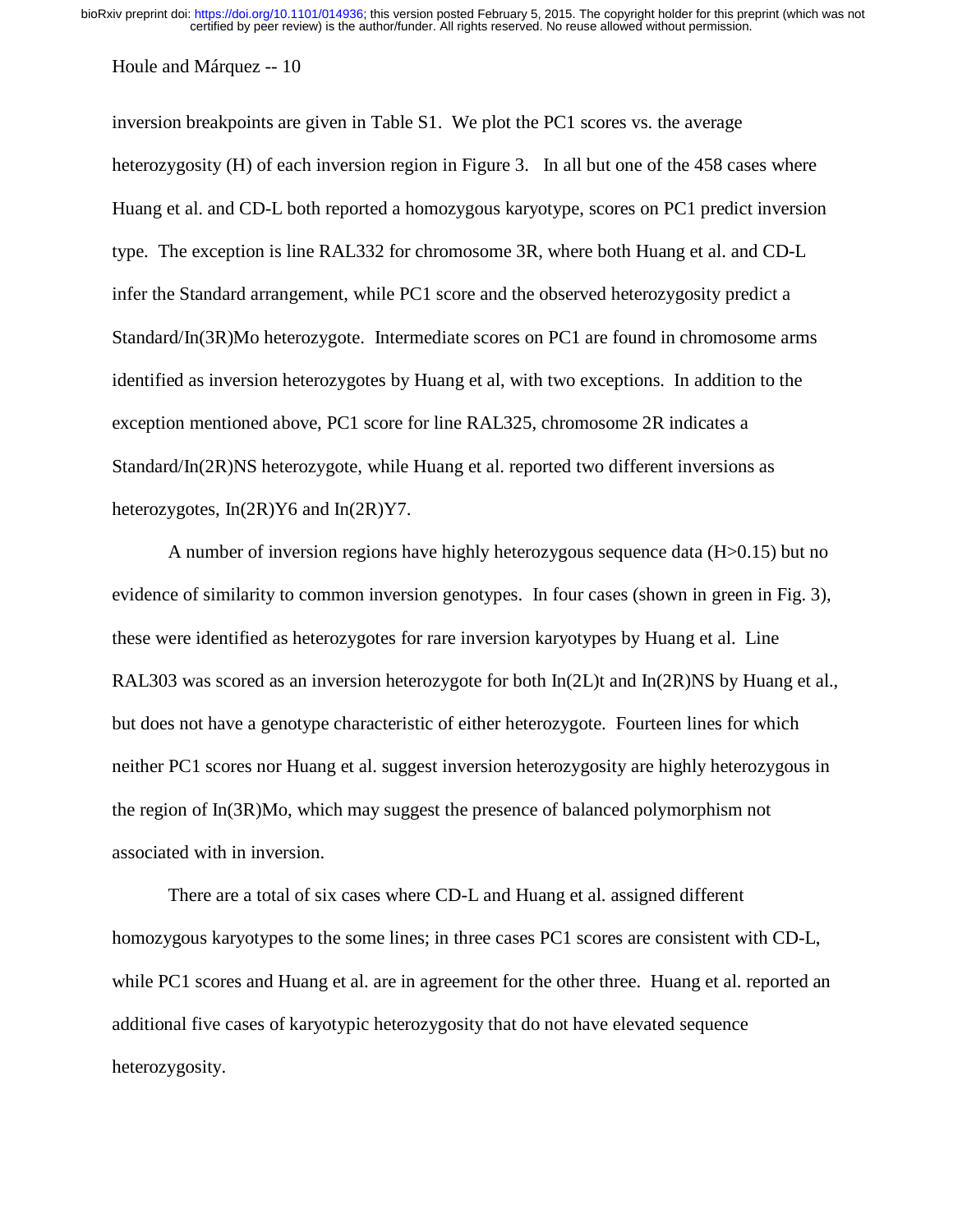inversion breakpoints are given in Table S1. We plot the PC1 scores vs. the average heterozygosity (H) of each inversion region in Figure 3. In all but one of the 458 cases where Huang et al. and CD-L both reported a homozygous karyotype, scores on PC1 predict inversion type. The exception is line RAL332 for chromosome 3R, where both Huang et al. and CD-L infer the Standard arrangement, while PC1 score and the observed heterozygosity predict a Standard/In(3R)Mo heterozygote. Intermediate scores on PC1 are found in chromosome arms identified as inversion heterozygotes by Huang et al, with two exceptions. In addition to the exception mentioned above, PC1 score for line RAL325, chromosome 2R indicates a Standard/In(2R)NS heterozygote, while Huang et al. reported two different inversions as heterozygotes, In(2R)Y6 and In(2R)Y7.

A number of inversion regions have highly heterozygous sequence data (H>0.15) but no evidence of similarity to common inversion genotypes. In four cases (shown in green in Fig. 3), these were identified as heterozygotes for rare inversion karyotypes by Huang et al. Line RAL303 was scored as an inversion heterozygote for both In(2L)t and In(2R)NS by Huang et al., but does not have a genotype characteristic of either heterozygote. Fourteen lines for which neither PC1 scores nor Huang et al. suggest inversion heterozygosity are highly heterozygous in the region of In(3R)Mo, which may suggest the presence of balanced polymorphism not associated with in inversion.

There are a total of six cases where CD-L and Huang et al. assigned different homozygous karyotypes to the some lines; in three cases PC1 scores are consistent with CD-L, while PC1 scores and Huang et al. are in agreement for the other three. Huang et al. reported an additional five cases of karyotypic heterozygosity that do not have elevated sequence heterozygosity.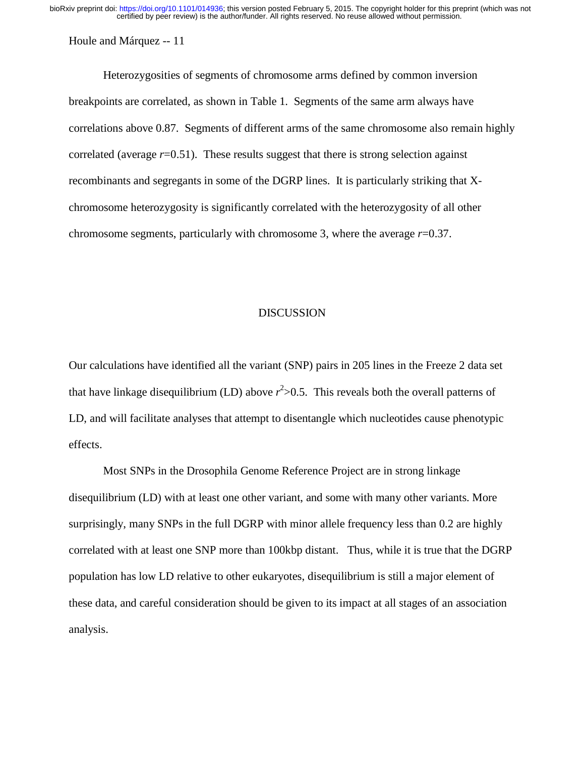Heterozygosities of segments of chromosome arms defined by common inversion breakpoints are correlated, as shown in Table 1. Segments of the same arm always have correlations above 0.87. Segments of different arms of the same chromosome also remain highly correlated (average $r$=0.51). These results suggest that there is strong selection against recombinants and segregants in some of the DGRP lines. It is particularly striking that X-chromosome heterozygosity is significantly correlated with the heterozygosity of all other chromosome segments, particularly with chromosome 3, where the average $r$=0.37.

## DISCUSSION

Our calculations have identified all the variant (SNP) pairs in 205 lines in the Freeze 2 data set that have linkage disequilibrium (LD) above $r^2$>0.5. This reveals both the overall patterns of LD, and will facilitate analyses that attempt to disentangle which nucleotides cause phenotypic effects.

Most SNPs in the Drosophila Genome Reference Project are in strong linkage disequilibrium (LD) with at least one other variant, and some with many other variants. More surprisingly, many SNPs in the full DGRP with minor allele frequency less than 0.2 are highly correlated with at least one SNP more than 100kbp distant. Thus, while it is true that the DGRP population has low LD relative to other eukaryotes, disequilibrium is still a major element of these data, and careful consideration should be given to its impact at all stages of an association analysis.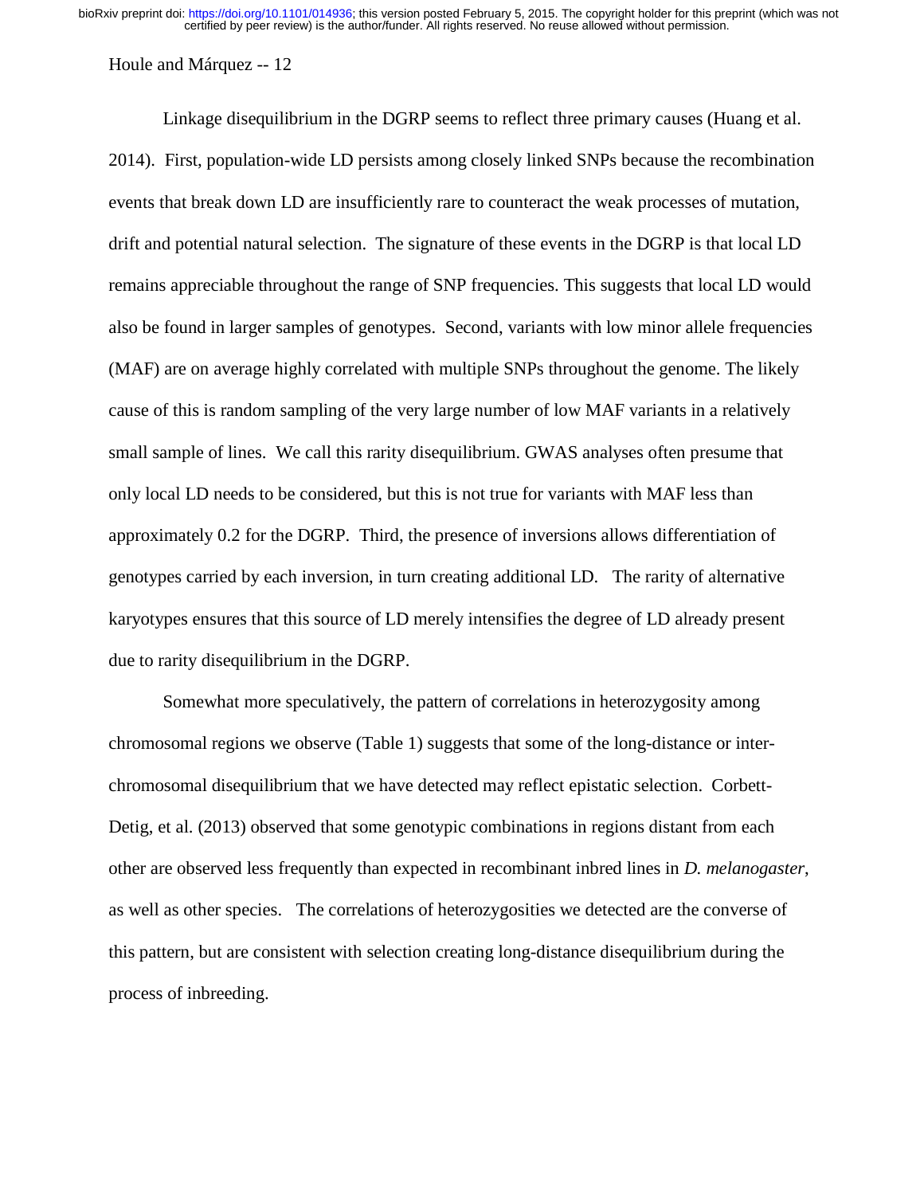Linkage disequilibrium in the DGRP seems to reflect three primary causes (Huang et al. 2014). First, population-wide LD persists among closely linked SNPs because the recombination events that break down LD are insufficiently rare to counteract the weak processes of mutation, drift and potential natural selection. The signature of these events in the DGRP is that local LD remains appreciable throughout the range of SNP frequencies. This suggests that local LD would also be found in larger samples of genotypes. Second, variants with low minor allele frequencies (MAF) are on average highly correlated with multiple SNPs throughout the genome. The likely cause of this is random sampling of the very large number of low MAF variants in a relatively small sample of lines. We call this rarity disequilibrium. GWAS analyses often presume that only local LD needs to be considered, but this is not true for variants with MAF less than approximately 0.2 for the DGRP. Third, the presence of inversions allows differentiation of genotypes carried by each inversion, in turn creating additional LD. The rarity of alternative karyotypes ensures that this source of LD merely intensifies the degree of LD already present due to rarity disequilibrium in the DGRP.

Somewhat more speculatively, the pattern of correlations in heterozygosity among chromosomal regions we observe (Table 1) suggests that some of the long-distance or inter-chromosomal disequilibrium that we have detected may reflect epistatic selection. Corbett-Detig, et al. (2013) observed that some genotypic combinations in regions distant from each other are observed less frequently than expected in recombinant inbred lines in *D. melanogaster*, as well as other species. The correlations of heterozygosities we detected are the converse of this pattern, but are consistent with selection creating long-distance disequilibrium during the process of inbreeding.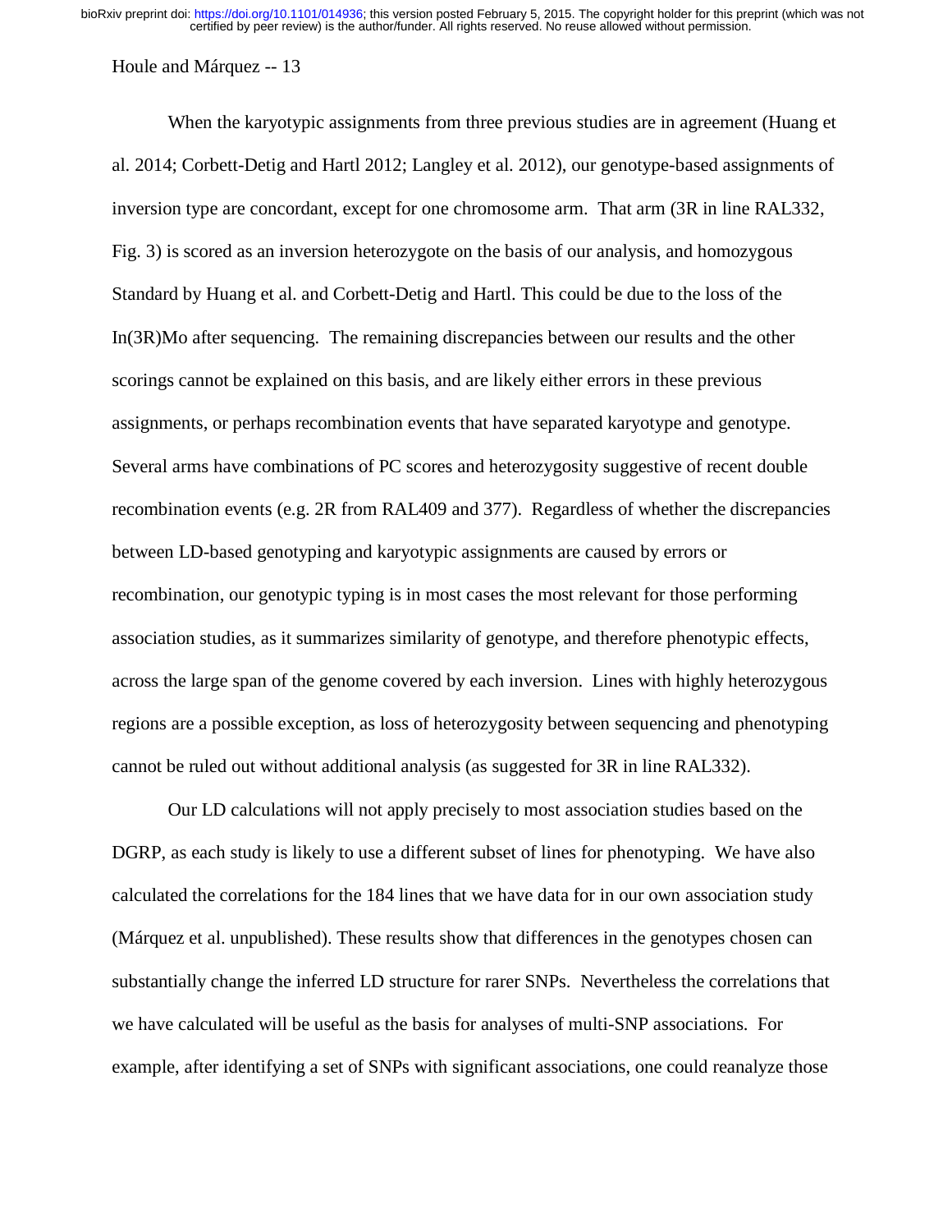When the karyotypic assignments from three previous studies are in agreement (Huang et al. 2014; Corbett-Detig and Hartl 2012; Langley et al. 2012), our genotype-based assignments of inversion type are concordant, except for one chromosome arm. That arm (3R in line RAL332, Fig. 3) is scored as an inversion heterozygote on the basis of our analysis, and homozygous Standard by Huang et al. and Corbett-Detig and Hartl. This could be due to the loss of the In(3R)Mo after sequencing. The remaining discrepancies between our results and the other scorings cannot be explained on this basis, and are likely either errors in these previous assignments, or perhaps recombination events that have separated karyotype and genotype. Several arms have combinations of PC scores and heterozygosity suggestive of recent double recombination events (e.g. 2R from RAL409 and 377). Regardless of whether the discrepancies between LD-based genotyping and karyotypic assignments are caused by errors or recombination, our genotypic typing is in most cases the most relevant for those performing association studies, as it summarizes similarity of genotype, and therefore phenotypic effects, across the large span of the genome covered by each inversion. Lines with highly heterozygous regions are a possible exception, as loss of heterozygosity between sequencing and phenotyping cannot be ruled out without additional analysis (as suggested for 3R in line RAL332).

Our LD calculations will not apply precisely to most association studies based on the DGRP, as each study is likely to use a different subset of lines for phenotyping. We have also calculated the correlations for the 184 lines that we have data for in our own association study (Márquez et al. unpublished). These results show that differences in the genotypes chosen can substantially change the inferred LD structure for rarer SNPs. Nevertheless the correlations that we have calculated will be useful as the basis for analyses of multi-SNP associations. For example, after identifying a set of SNPs with significant associations, one could reanalyze those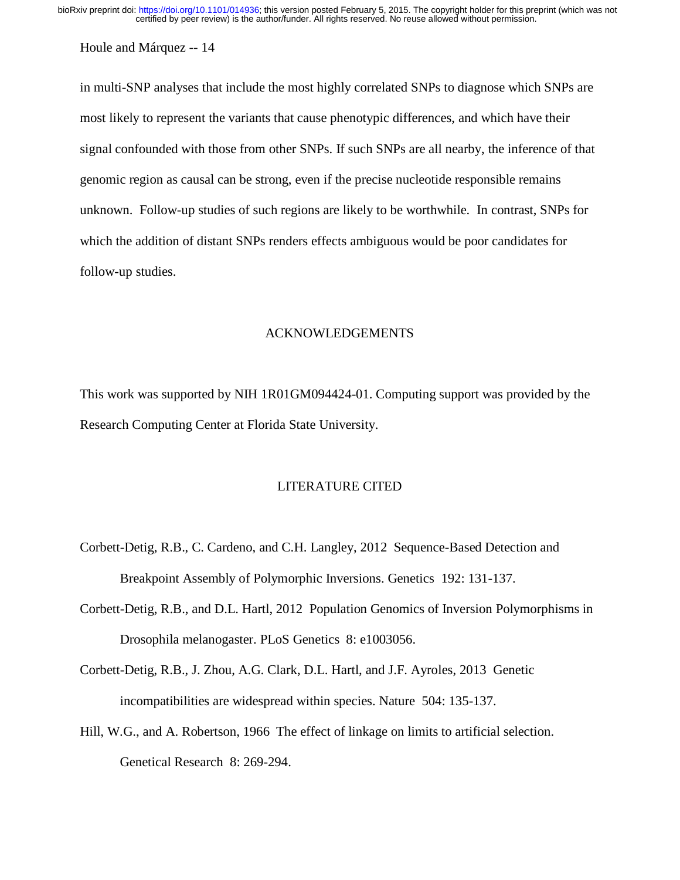in multi-SNP analyses that include the most highly correlated SNPs to diagnose which SNPs are most likely to represent the variants that cause phenotypic differences, and which have their signal confounded with those from other SNPs. If such SNPs are all nearby, the inference of that genomic region as causal can be strong, even if the precise nucleotide responsible remains unknown. Follow-up studies of such regions are likely to be worthwhile. In contrast, SNPs for which the addition of distant SNPs renders effects ambiguous would be poor candidates for follow-up studies.

## ACKNOWLEDGEMENTS

This work was supported by NIH 1R01GM094424-01. Computing support was provided by the Research Computing Center at Florida State University.

## LITERATURE CITED

Corbett-Detig, R.B., C. Cardeno, and C.H. Langley, 2012 Sequence-Based Detection and Breakpoint Assembly of Polymorphic Inversions. Genetics 192: 131-137.

Corbett-Detig, R.B., and D.L. Hartl, 2012 Population Genomics of Inversion Polymorphisms in Drosophila melanogaster. PLoS Genetics 8: e1003056.

Corbett-Detig, R.B., J. Zhou, A.G. Clark, D.L. Hartl, and J.F. Ayroles, 2013 Genetic incompatibilities are widespread within species. Nature 504: 135-137.

Hill, W.G., and A. Robertson, 1966 The effect of linkage on limits to artificial selection. Genetical Research 8: 269-294.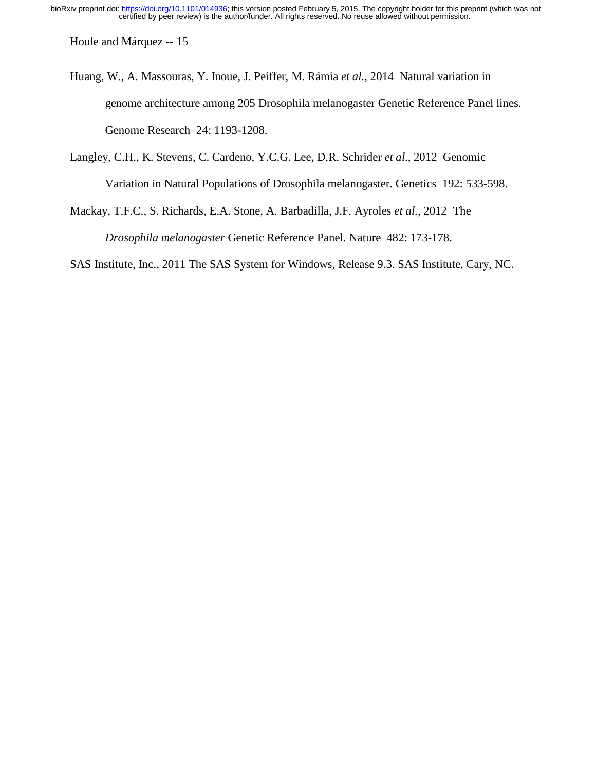Huang, W., A. Massouras, Y. Inoue, J. Peiffer, M. Rámia *et al.*, 2014 Natural variation in genome architecture among 205 Drosophila melanogaster Genetic Reference Panel lines. Genome Research 24: 1193-1208.

Langley, C.H., K. Stevens, C. Cardeno, Y.C.G. Lee, D.R. Schrider *et al.*, 2012 Genomic Variation in Natural Populations of Drosophila melanogaster. Genetics 192: 533-598.

Mackay, T.F.C., S. Richards, E.A. Stone, A. Barbadilla, J.F. Ayroles *et al.*, 2012 The *Drosophila melanogaster* Genetic Reference Panel. Nature 482: 173-178.

SAS Institute, Inc., 2011 The SAS System for Windows, Release 9.3. SAS Institute, Cary, NC.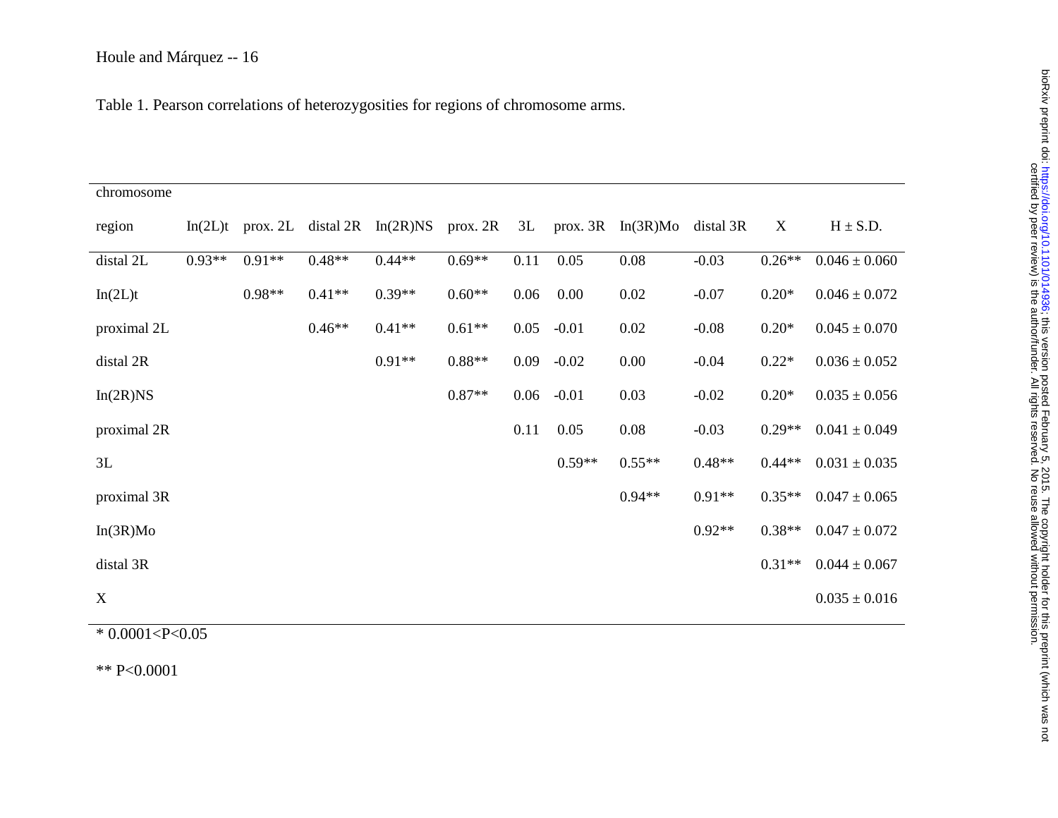Table 1. Pearson correlations of heterozygosities for regions of chromosome arms.

| chromosome region | In(2L)t | prox. 2L | distal 2R | In(2R)NS | prox. 2R | 3L | prox. 3R | In(3R)Mo | distal 3R | X | H ± S.D. |
|---|---|---|---|---|---|---|---|---|---|---|---|
| distal 2L | 0.93** | 0.91** | 0.48** | 0.44** | 0.69** | 0.11 | 0.05 | 0.08 | -0.03 | 0.26** | 0.046 ± 0.060 |
| In(2L)t | | 0.98** | 0.41** | 0.39** | 0.60** | 0.06 | 0.00 | 0.02 | -0.07 | 0.20* | 0.046 ± 0.072 |
| proximal 2L | | | 0.46** | 0.41** | 0.61** | 0.05 | -0.01 | 0.02 | -0.08 | 0.20* | 0.045 ± 0.070 |
| distal 2R | | | | 0.91** | 0.88** | 0.09 | -0.02 | 0.00 | -0.04 | 0.22* | 0.036 ± 0.052 |
| In(2R)NS | | | | | 0.87** | 0.06 | -0.01 | 0.03 | -0.02 | 0.20* | 0.035 ± 0.056 |
| proximal 2R | | | | | | 0.11 | 0.05 | 0.08 | -0.03 | 0.29** | 0.041 ± 0.049 |
| 3L | | | | | | | 0.59** | 0.55** | 0.48** | 0.44** | 0.031 ± 0.035 |
| proximal 3R | | | | | | | | 0.94** | 0.91** | 0.35** | 0.047 ± 0.065 |
| In(3R)Mo | | | | | | | | | 0.92** | 0.38** | 0.047 ± 0.072 |
| distal 3R | | | | | | | | | | 0.31** | 0.044 ± 0.067 |
| X | | | | | | | | | | | 0.035 ± 0.016 |

* 0.0001<P<0.05

** P<0.0001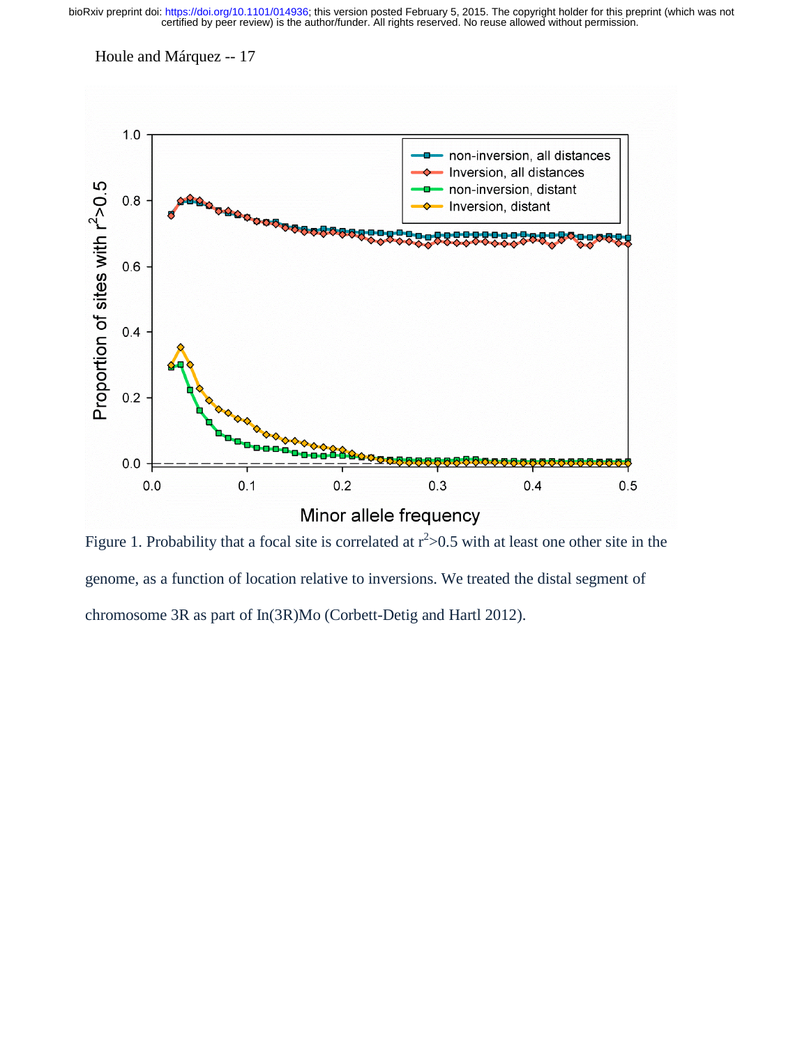Figure 1. Probability that a focal site is correlated at $r^2>0.5$ with at least one other site in the genome, as a function of location relative to inversions. We treated the distal segment of chromosome 3R as part of In(3R)Mo (Corbett-Detig and Hartl 2012).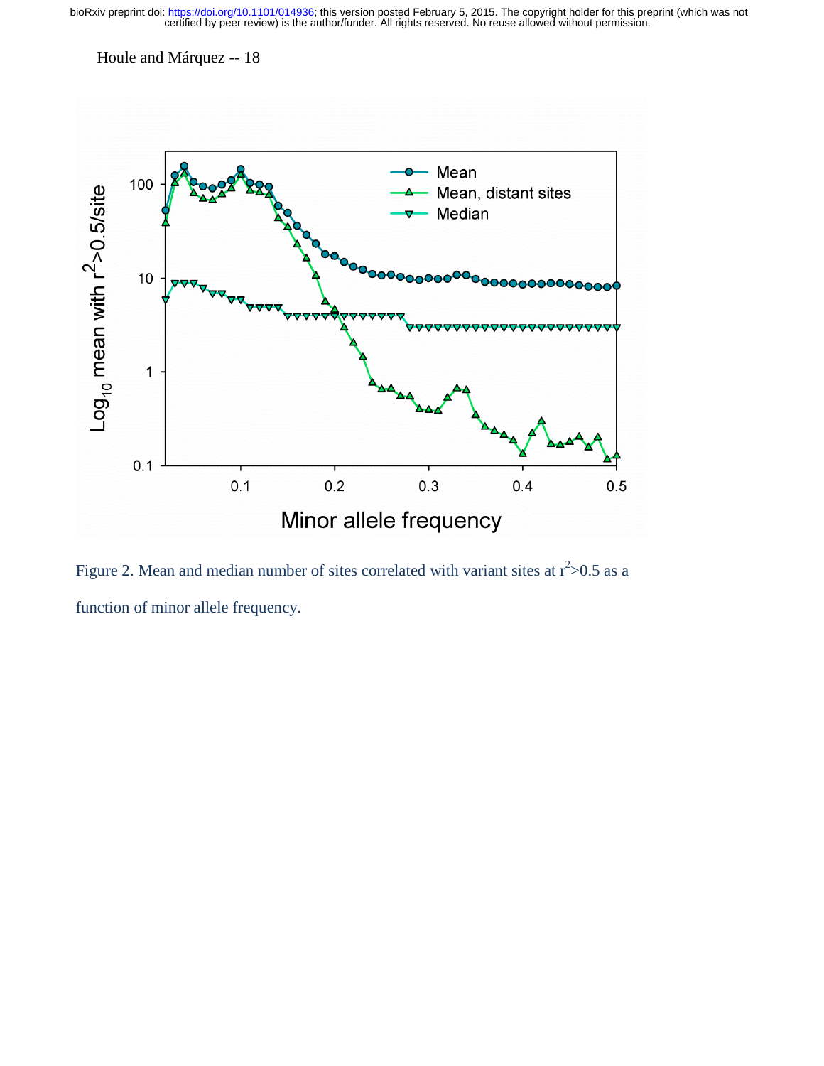Figure 2. Mean and median number of sites correlated with variant sites at $r^2>0.5$ as a function of minor allele frequency.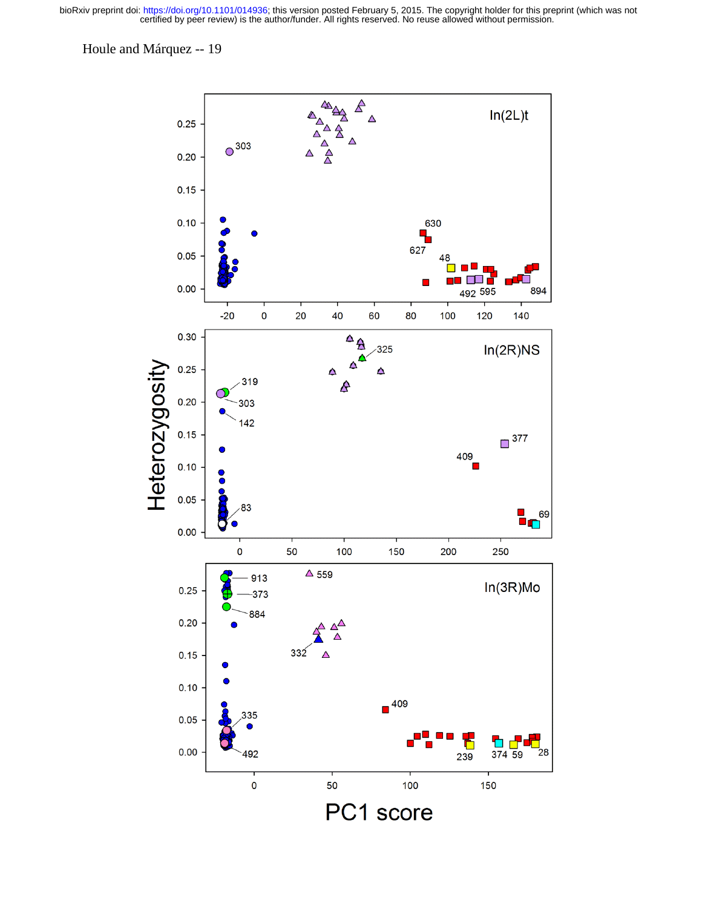In(2L)t

In(2R)NS

In(3R)Mo

Heterozygosity

PC1 score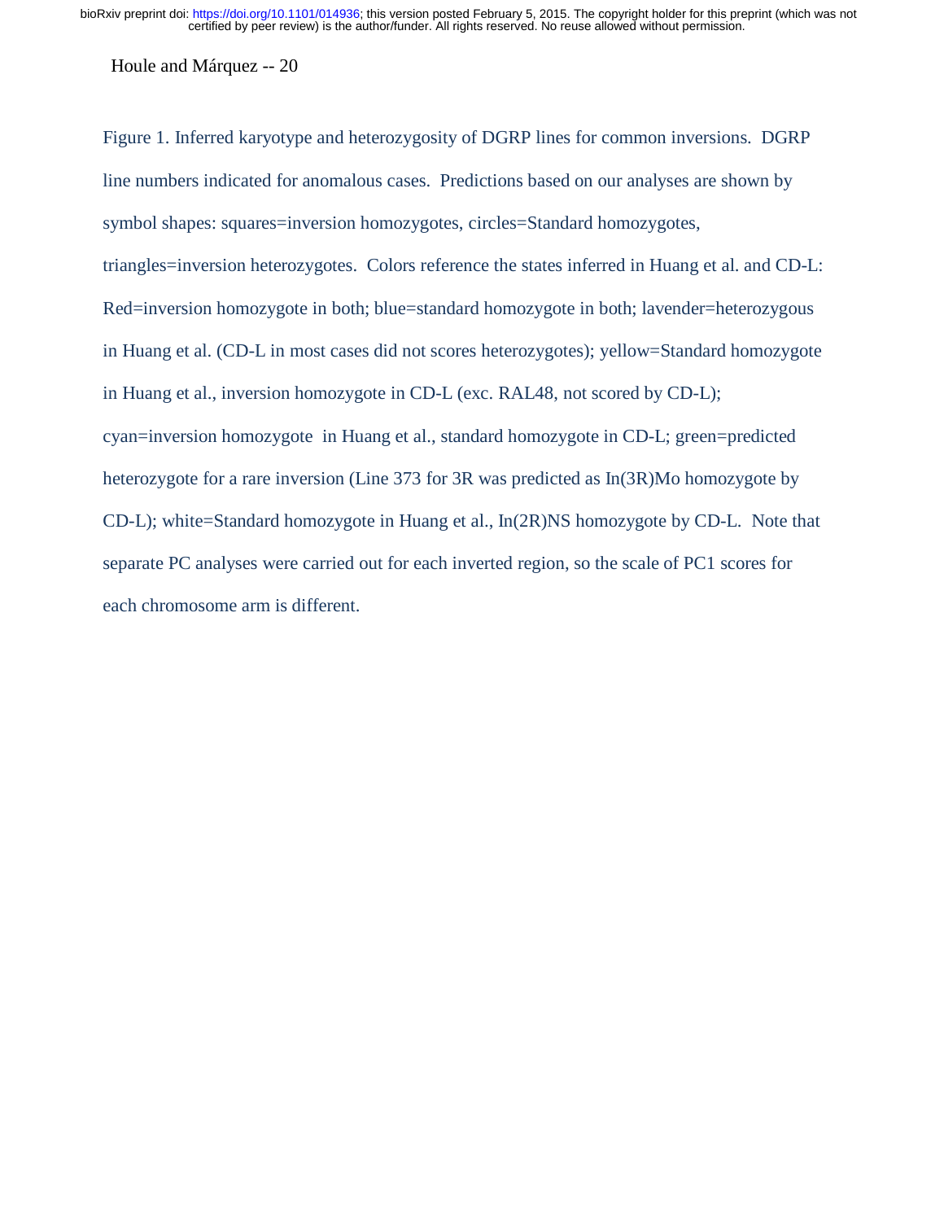Figure 1. Inferred karyotype and heterozygosity of DGRP lines for common inversions. DGRP line numbers indicated for anomalous cases. Predictions based on our analyses are shown by symbol shapes: squares=inversion homozygotes, circles=Standard homozygotes, triangles=inversion heterozygotes. Colors reference the states inferred in Huang et al. and CD-L: Red=inversion homozygote in both; blue=standard homozygote in both; lavender=heterozygous in Huang et al. (CD-L in most cases did not scores heterozygotes); yellow=Standard homozygote in Huang et al., inversion homozygote in CD-L (exc. RAL48, not scored by CD-L); cyan=inversion homozygote in Huang et al., standard homozygote in CD-L; green=predicted heterozygote for a rare inversion (Line 373 for 3R was predicted as In(3R)Mo homozygote by CD-L); white=Standard homozygote in Huang et al., In(2R)NS homozygote by CD-L. Note that separate PC analyses were carried out for each inverted region, so the scale of PC1 scores for each chromosome arm is different.